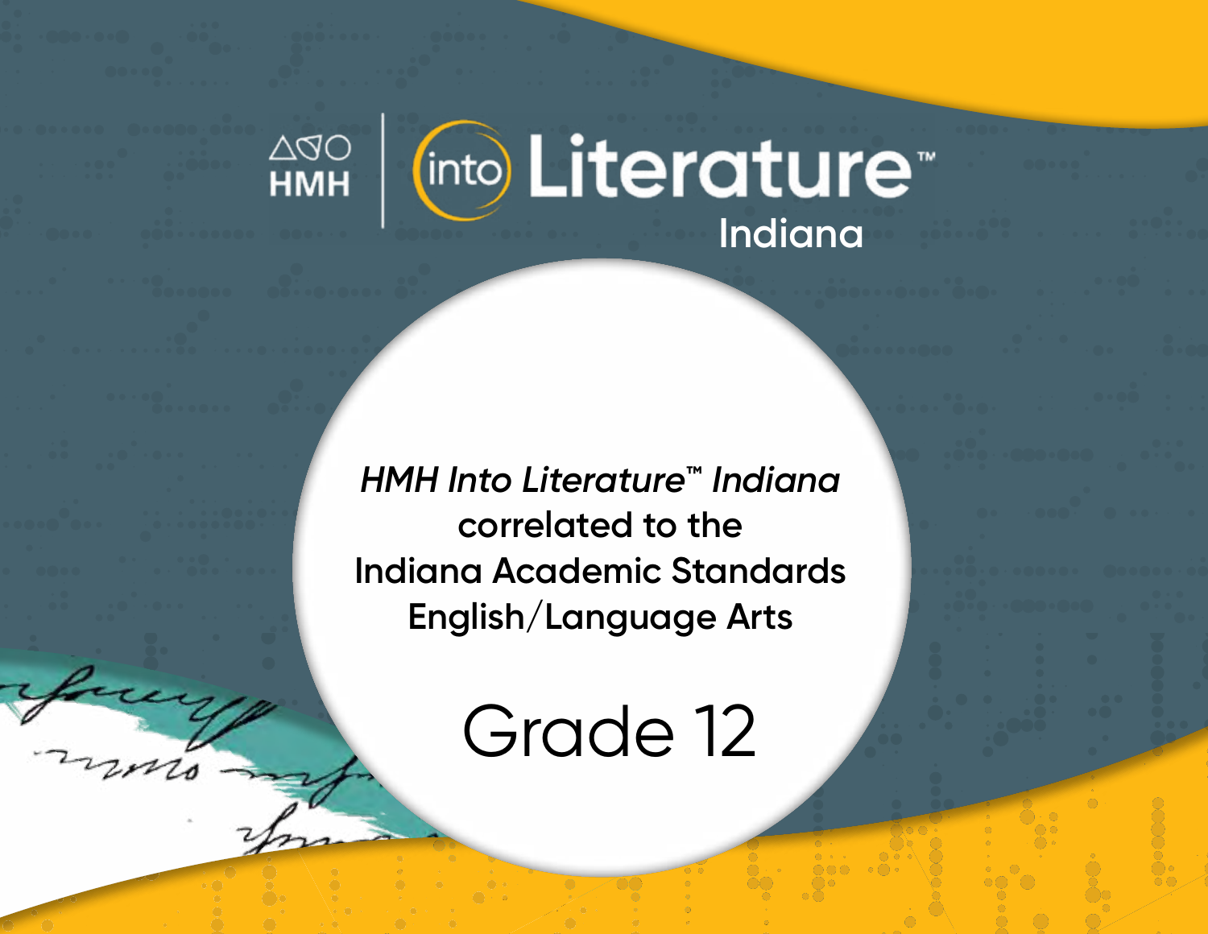HMH | Into Literature™

Indiana

*HMH Into Literature™ Indiana*
correlated to the
Indiana Academic Standards
English/Language Arts

# Grade 12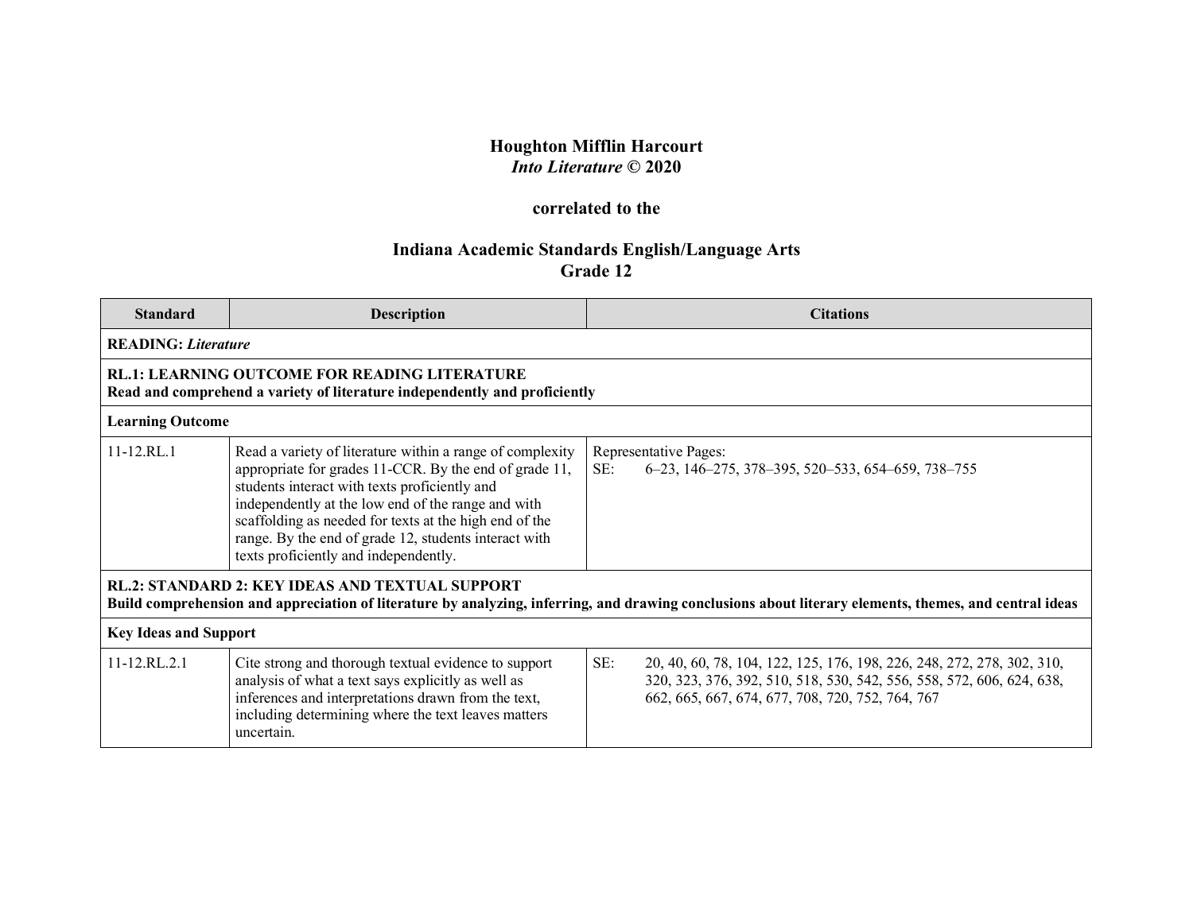**Houghton Mifflin Harcourt**
***Into Literature* © 2020**

**correlated to the**

**Indiana Academic Standards English/Language Arts**
**Grade 12**

| Standard | Description | Citations |
|---|---|---|
| **READING:** ***Literature*** | | |
| **RL.1: LEARNING OUTCOME FOR READING LITERATURE**<br>**Read and comprehend a variety of literature independently and proficiently** | | |
| **Learning Outcome** | | |
| 11-12.RL.1 | Read a variety of literature within a range of complexity appropriate for grades 11-CCR. By the end of grade 11, students interact with texts proficiently and independently at the low end of the range and with scaffolding as needed for texts at the high end of the range. By the end of grade 12, students interact with texts proficiently and independently. | Representative Pages:<br>SE: 6–23, 146–275, 378–395, 520–533, 654–659, 738–755 |
| **RL.2: STANDARD 2: KEY IDEAS AND TEXTUAL SUPPORT**<br>**Build comprehension and appreciation of literature by analyzing, inferring, and drawing conclusions about literary elements, themes, and central ideas** | | |
| **Key Ideas and Support** | | |
| 11-12.RL.2.1 | Cite strong and thorough textual evidence to support analysis of what a text says explicitly as well as inferences and interpretations drawn from the text, including determining where the text leaves matters uncertain. | SE: 20, 40, 60, 78, 104, 122, 125, 176, 198, 226, 248, 272, 278, 302, 310, 320, 323, 376, 392, 510, 518, 530, 542, 556, 558, 572, 606, 624, 638, 662, 665, 667, 674, 677, 708, 720, 752, 764, 767 |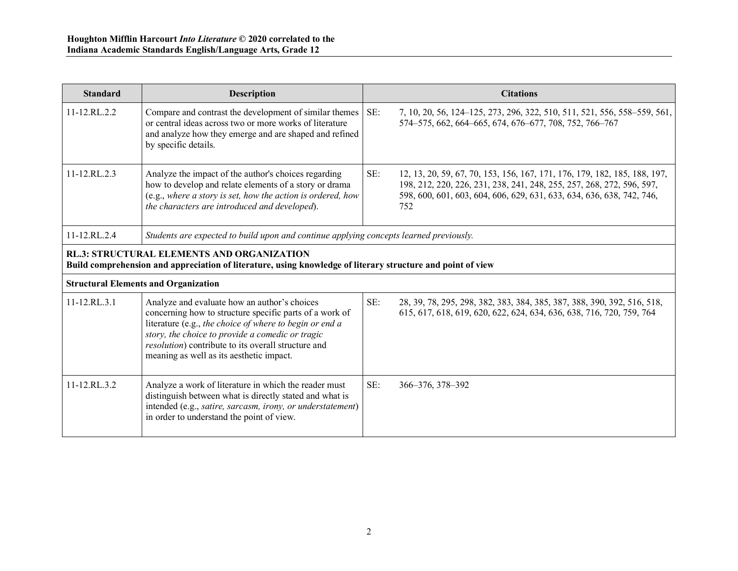| Standard | Description | Citations |
|---|---|---|
| 11-12.RL.2.2 | Compare and contrast the development of similar themes or central ideas across two or more works of literature and analyze how they emerge and are shaped and refined by specific details. | SE: 7, 10, 20, 56, 124–125, 273, 296, 322, 510, 511, 521, 556, 558–559, 561, 574–575, 662, 664–665, 674, 676–677, 708, 752, 766–767 |
| 11-12.RL.2.3 | Analyze the impact of the author's choices regarding how to develop and relate elements of a story or drama (e.g., *where a story is set, how the action is ordered, how the characters are introduced and developed*). | SE: 12, 13, 20, 59, 67, 70, 153, 156, 167, 171, 176, 179, 182, 185, 188, 197, 198, 212, 220, 226, 231, 238, 241, 248, 255, 257, 268, 272, 596, 597, 598, 600, 601, 603, 604, 606, 629, 631, 633, 634, 636, 638, 742, 746, 752 |
| 11-12.RL.2.4 | *Students are expected to build upon and continue applying concepts learned previously.* | |
| **RL.3: STRUCTURAL ELEMENTS AND ORGANIZATION** **Build comprehension and appreciation of literature, using knowledge of literary structure and point of view** | | |
| **Structural Elements and Organization** | | |
| 11-12.RL.3.1 | Analyze and evaluate how an author's choices concerning how to structure specific parts of a work of literature (e.g., *the choice of where to begin or end a story, the choice to provide a comedic or tragic resolution*) contribute to its overall structure and meaning as well as its aesthetic impact. | SE: 28, 39, 78, 295, 298, 382, 383, 384, 385, 387, 388, 390, 392, 516, 518, 615, 617, 618, 619, 620, 622, 624, 634, 636, 638, 716, 720, 759, 764 |
| 11-12.RL.3.2 | Analyze a work of literature in which the reader must distinguish between what is directly stated and what is intended (e.g., *satire, sarcasm, irony, or understatement*) in order to understand the point of view. | SE: 366–376, 378–392 |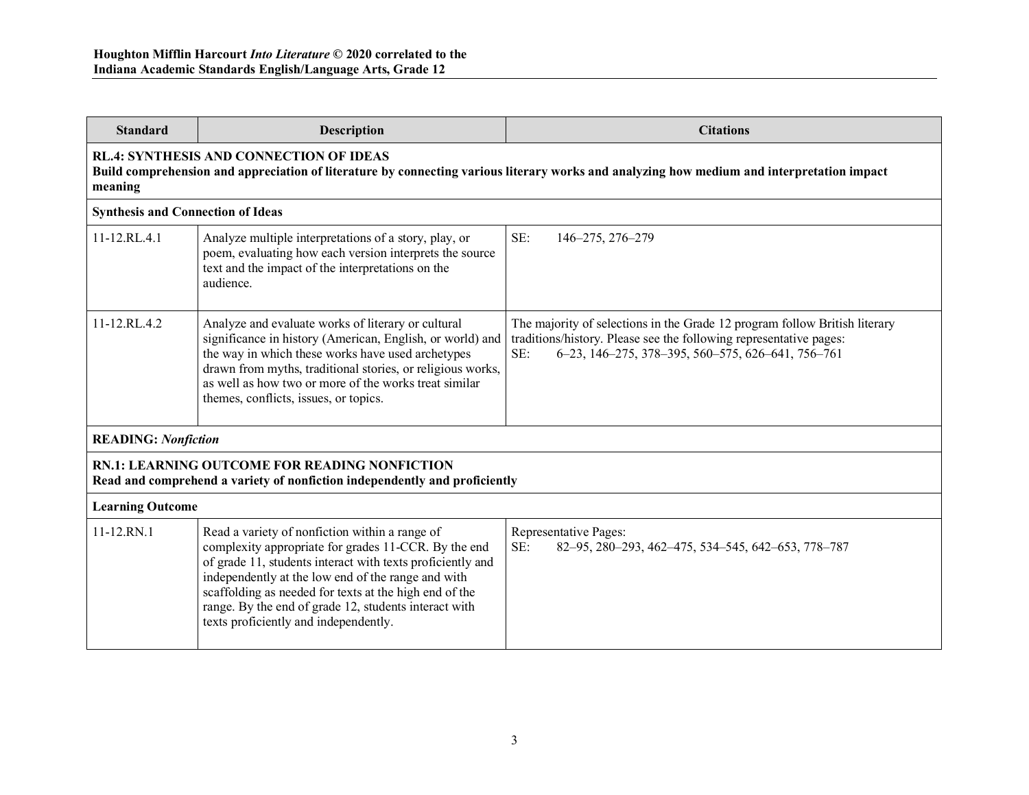| Standard | Description | Citations |
|---|---|---|
| **RL.4: SYNTHESIS AND CONNECTION OF IDEAS**<br>**Build comprehension and appreciation of literature by connecting various literary works and analyzing how medium and interpretation impact meaning** | | |
| **Synthesis and Connection of Ideas** | | |
| 11-12.RL.4.1 | Analyze multiple interpretations of a story, play, or poem, evaluating how each version interprets the source text and the impact of the interpretations on the audience. | SE: 146–275, 276–279 |
| 11-12.RL.4.2 | Analyze and evaluate works of literary or cultural significance in history (American, English, or world) and the way in which these works have used archetypes drawn from myths, traditional stories, or religious works, as well as how two or more of the works treat similar themes, conflicts, issues, or topics. | The majority of selections in the Grade 12 program follow British literary traditions/history. Please see the following representative pages:<br>SE: 6–23, 146–275, 378–395, 560–575, 626–641, 756–761 |
| **READING:** ***Nonfiction*** | | |
| **RN.1: LEARNING OUTCOME FOR READING NONFICTION**<br>**Read and comprehend a variety of nonfiction independently and proficiently** | | |
| **Learning Outcome** | | |
| 11-12.RN.1 | Read a variety of nonfiction within a range of complexity appropriate for grades 11-CCR. By the end of grade 11, students interact with texts proficiently and independently at the low end of the range and with scaffolding as needed for texts at the high end of the range. By the end of grade 12, students interact with texts proficiently and independently. | Representative Pages:<br>SE: 82–95, 280–293, 462–475, 534–545, 642–653, 778–787 |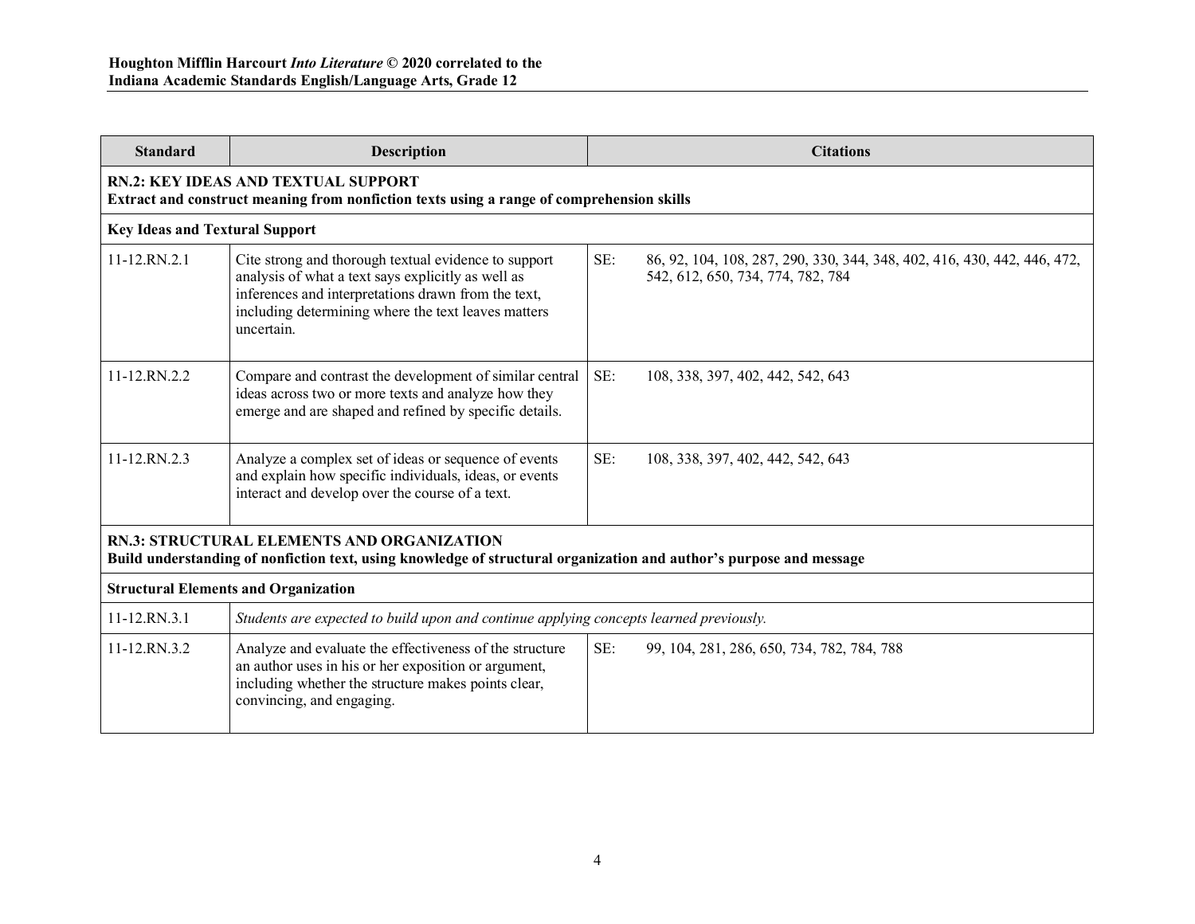| Standard | Description | Citations |
|---|---|---|
| **RN.2: KEY IDEAS AND TEXTUAL SUPPORT**<br>**Extract and construct meaning from nonfiction texts using a range of comprehension skills** | | |
| **Key Ideas and Textural Support** | | |
| 11-12.RN.2.1 | Cite strong and thorough textual evidence to support analysis of what a text says explicitly as well as inferences and interpretations drawn from the text, including determining where the text leaves matters uncertain. | SE: 86, 92, 104, 108, 287, 290, 330, 344, 348, 402, 416, 430, 442, 446, 472, 542, 612, 650, 734, 774, 782, 784 |
| 11-12.RN.2.2 | Compare and contrast the development of similar central ideas across two or more texts and analyze how they emerge and are shaped and refined by specific details. | SE: 108, 338, 397, 402, 442, 542, 643 |
| 11-12.RN.2.3 | Analyze a complex set of ideas or sequence of events and explain how specific individuals, ideas, or events interact and develop over the course of a text. | SE: 108, 338, 397, 402, 442, 542, 643 |
| **RN.3: STRUCTURAL ELEMENTS AND ORGANIZATION**<br>**Build understanding of nonfiction text, using knowledge of structural organization and author's purpose and message** | | |
| **Structural Elements and Organization** | | |
| 11-12.RN.3.1 | *Students are expected to build upon and continue applying concepts learned previously.* | |
| 11-12.RN.3.2 | Analyze and evaluate the effectiveness of the structure an author uses in his or her exposition or argument, including whether the structure makes points clear, convincing, and engaging. | SE: 99, 104, 281, 286, 650, 734, 782, 784, 788 |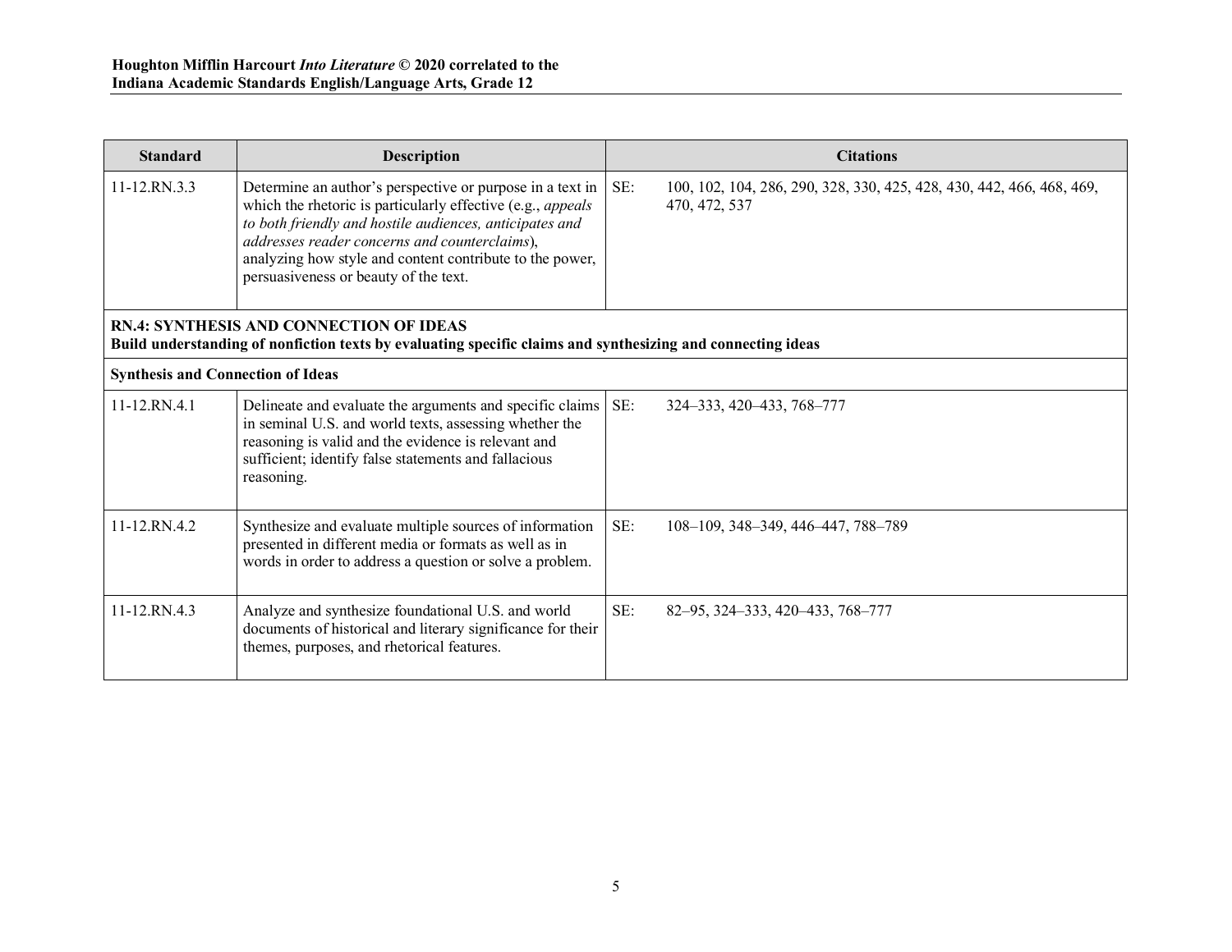| Standard | Description | Citations |
|---|---|---|
| 11-12.RN.3.3 | Determine an author's perspective or purpose in a text in which the rhetoric is particularly effective (e.g., *appeals to both friendly and hostile audiences, anticipates and addresses reader concerns and counterclaims*), analyzing how style and content contribute to the power, persuasiveness or beauty of the text. | SE: 100, 102, 104, 286, 290, 328, 330, 425, 428, 430, 442, 466, 468, 469, 470, 472, 537 |
| **RN.4: SYNTHESIS AND CONNECTION OF IDEAS**<br>**Build understanding of nonfiction texts by evaluating specific claims and synthesizing and connecting ideas** | | |
| **Synthesis and Connection of Ideas** | | |
| 11-12.RN.4.1 | Delineate and evaluate the arguments and specific claims in seminal U.S. and world texts, assessing whether the reasoning is valid and the evidence is relevant and sufficient; identify false statements and fallacious reasoning. | SE: 324–333, 420–433, 768–777 |
| 11-12.RN.4.2 | Synthesize and evaluate multiple sources of information presented in different media or formats as well as in words in order to address a question or solve a problem. | SE: 108–109, 348–349, 446–447, 788–789 |
| 11-12.RN.4.3 | Analyze and synthesize foundational U.S. and world documents of historical and literary significance for their themes, purposes, and rhetorical features. | SE: 82–95, 324–333, 420–433, 768–777 |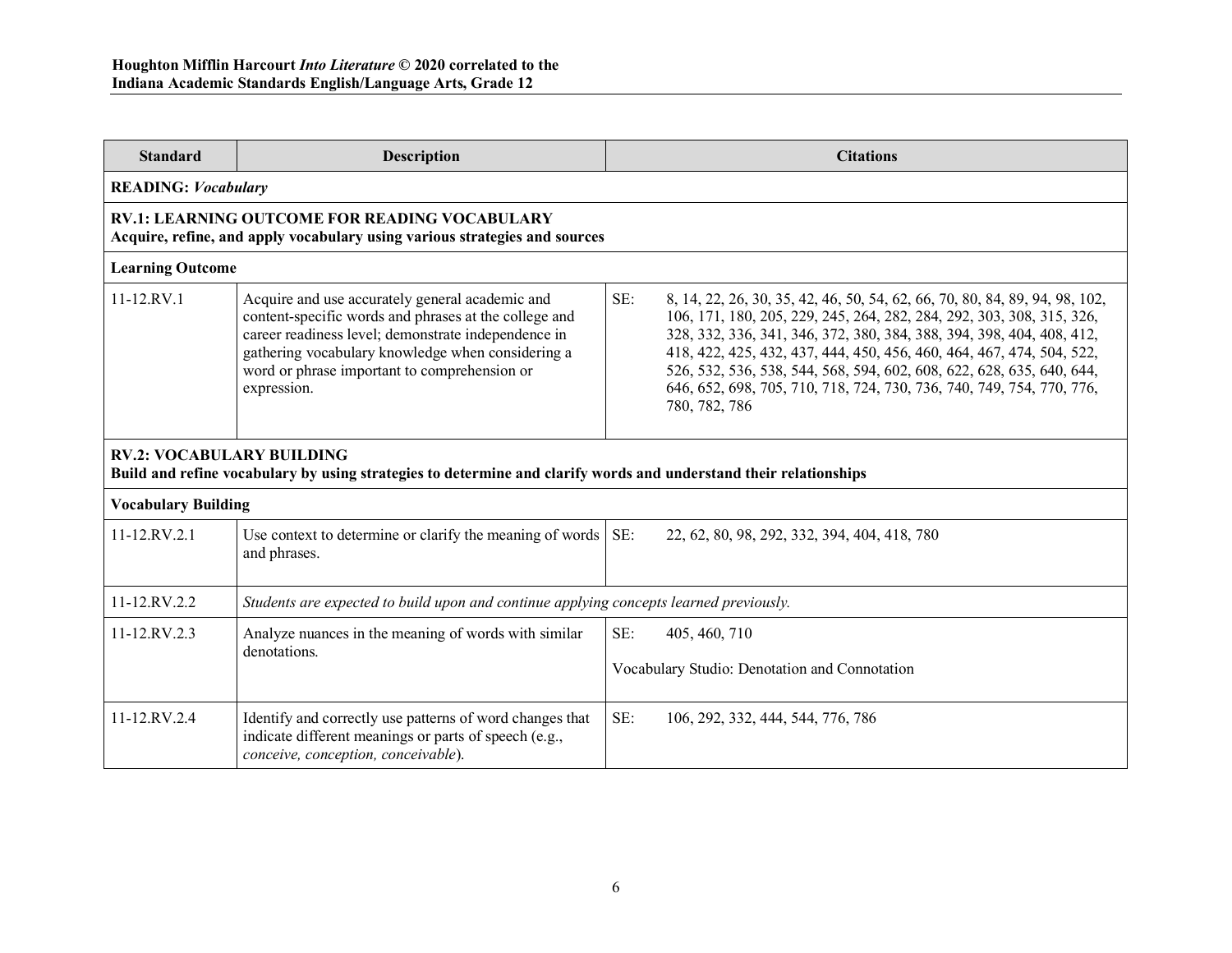| Standard | Description | Citations |
|---|---|---|
| **READING:** ***Vocabulary*** | | |
| **RV.1: LEARNING OUTCOME FOR READING VOCABULARY** **Acquire, refine, and apply vocabulary using various strategies and sources** | | |
| **Learning Outcome** | | |
| 11-12.RV.1 | Acquire and use accurately general academic and content-specific words and phrases at the college and career readiness level; demonstrate independence in gathering vocabulary knowledge when considering a word or phrase important to comprehension or expression. | SE: 8, 14, 22, 26, 30, 35, 42, 46, 50, 54, 62, 66, 70, 80, 84, 89, 94, 98, 102, 106, 171, 180, 205, 229, 245, 264, 282, 284, 292, 303, 308, 315, 326, 328, 332, 336, 341, 346, 372, 380, 384, 388, 394, 398, 404, 408, 412, 418, 422, 425, 432, 437, 444, 450, 456, 460, 464, 467, 474, 504, 522, 526, 532, 536, 538, 544, 568, 594, 602, 608, 622, 628, 635, 640, 644, 646, 652, 698, 705, 710, 718, 724, 730, 736, 740, 749, 754, 770, 776, 780, 782, 786 |
| **RV.2: VOCABULARY BUILDING** **Build and refine vocabulary by using strategies to determine and clarify words and understand their relationships** | | |
| **Vocabulary Building** | | |
| 11-12.RV.2.1 | Use context to determine or clarify the meaning of words and phrases. | SE: 22, 62, 80, 98, 292, 332, 394, 404, 418, 780 |
| 11-12.RV.2.2 | *Students are expected to build upon and continue applying concepts learned previously.* | |
| 11-12.RV.2.3 | Analyze nuances in the meaning of words with similar denotations. | SE: 405, 460, 710<br><br>Vocabulary Studio: Denotation and Connotation |
| 11-12.RV.2.4 | Identify and correctly use patterns of word changes that indicate different meanings or parts of speech (e.g., *conceive, conception, conceivable*). | SE: 106, 292, 332, 444, 544, 776, 786 |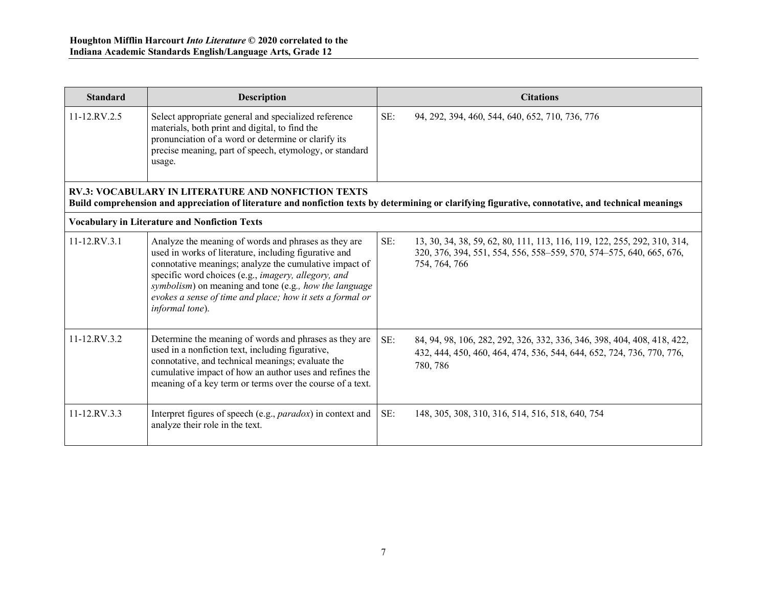| Standard | Description | Citations |
| --- | --- | --- |
| 11-12.RV.2.5 | Select appropriate general and specialized reference materials, both print and digital, to find the pronunciation of a word or determine or clarify its precise meaning, part of speech, etymology, or standard usage. | SE: 94, 292, 394, 460, 544, 640, 652, 710, 736, 776 |
| **RV.3: VOCABULARY IN LITERATURE AND NONFICTION TEXTS**<br>**Build comprehension and appreciation of literature and nonfiction texts by determining or clarifying figurative, connotative, and technical meanings** | | |
| **Vocabulary in Literature and Nonfiction Texts** | | |
| 11-12.RV.3.1 | Analyze the meaning of words and phrases as they are used in works of literature, including figurative and connotative meanings; analyze the cumulative impact of specific word choices (e.g., *imagery, allegory, and symbolism*) on meaning and tone (e.g*., how the language evokes a sense of time and place; how it sets a formal or informal tone*). | SE: 13, 30, 34, 38, 59, 62, 80, 111, 113, 116, 119, 122, 255, 292, 310, 314, 320, 376, 394, 551, 554, 556, 558–559, 570, 574–575, 640, 665, 676, 754, 764, 766 |
| 11-12.RV.3.2 | Determine the meaning of words and phrases as they are used in a nonfiction text, including figurative, connotative, and technical meanings; evaluate the cumulative impact of how an author uses and refines the meaning of a key term or terms over the course of a text. | SE: 84, 94, 98, 106, 282, 292, 326, 332, 336, 346, 398, 404, 408, 418, 422, 432, 444, 450, 460, 464, 474, 536, 544, 644, 652, 724, 736, 770, 776, 780, 786 |
| 11-12.RV.3.3 | Interpret figures of speech (e.g., *paradox*) in context and analyze their role in the text. | SE: 148, 305, 308, 310, 316, 514, 516, 518, 640, 754 |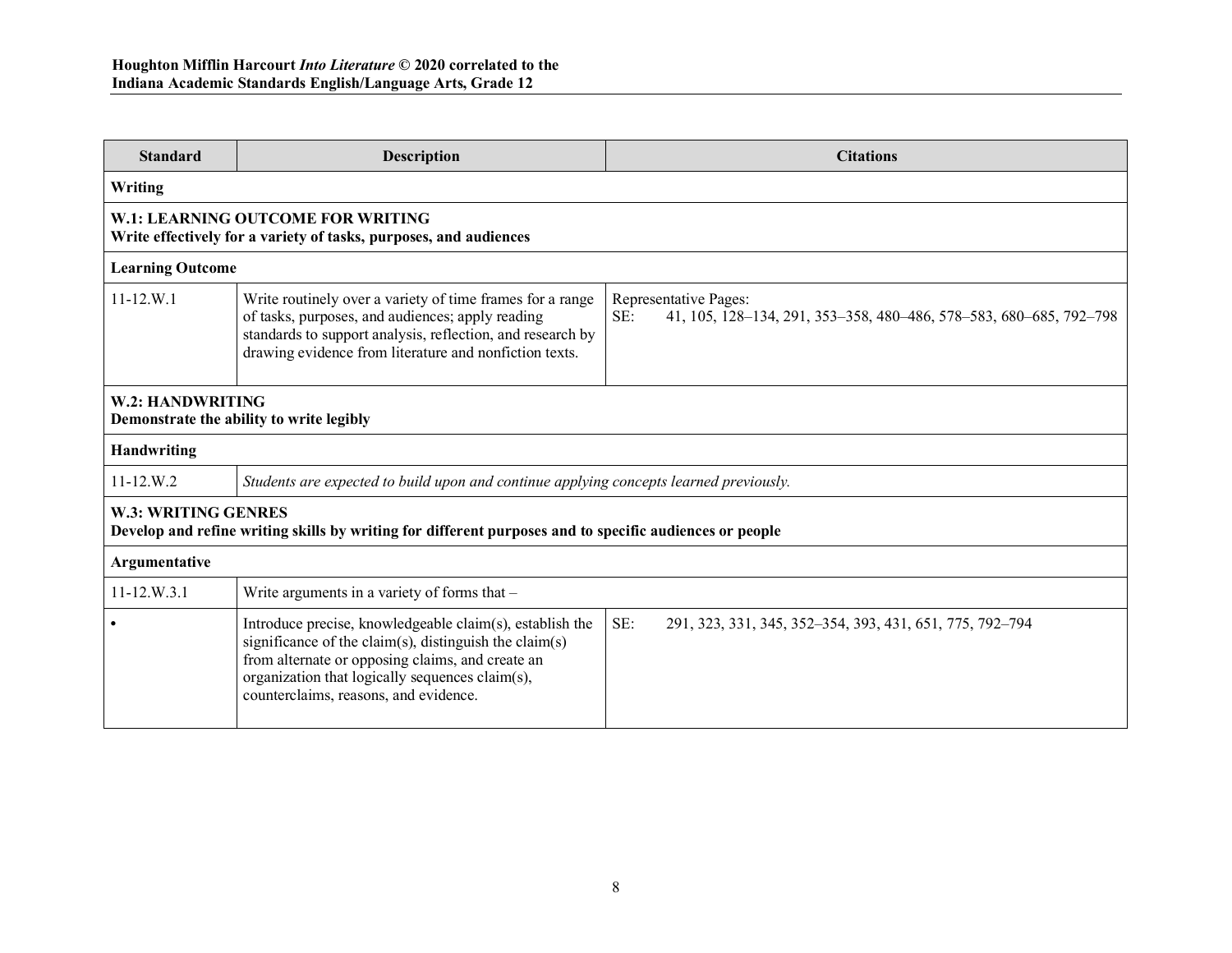| Standard | Description | Citations |
|---|---|---|
| **Writing** | | |
| **W.1: LEARNING OUTCOME FOR WRITING**<br>**Write effectively for a variety of tasks, purposes, and audiences** | | |
| **Learning Outcome** | | |
| 11-12.W.1 | Write routinely over a variety of time frames for a range of tasks, purposes, and audiences; apply reading standards to support analysis, reflection, and research by drawing evidence from literature and nonfiction texts. | Representative Pages:<br>SE: 41, 105, 128–134, 291, 353–358, 480–486, 578–583, 680–685, 792–798 |
| **W.2: HANDWRITING**<br>**Demonstrate the ability to write legibly** | | |
| **Handwriting** | | |
| 11-12.W.2 | *Students are expected to build upon and continue applying concepts learned previously.* | |
| **W.3: WRITING GENRES**<br>**Develop and refine writing skills by writing for different purposes and to specific audiences or people** | | |
| **Argumentative** | | |
| 11-12.W.3.1 | Write arguments in a variety of forms that – | |
| • | Introduce precise, knowledgeable claim(s), establish the significance of the claim(s), distinguish the claim(s) from alternate or opposing claims, and create an organization that logically sequences claim(s), counterclaims, reasons, and evidence. | SE: 291, 323, 331, 345, 352–354, 393, 431, 651, 775, 792–794 |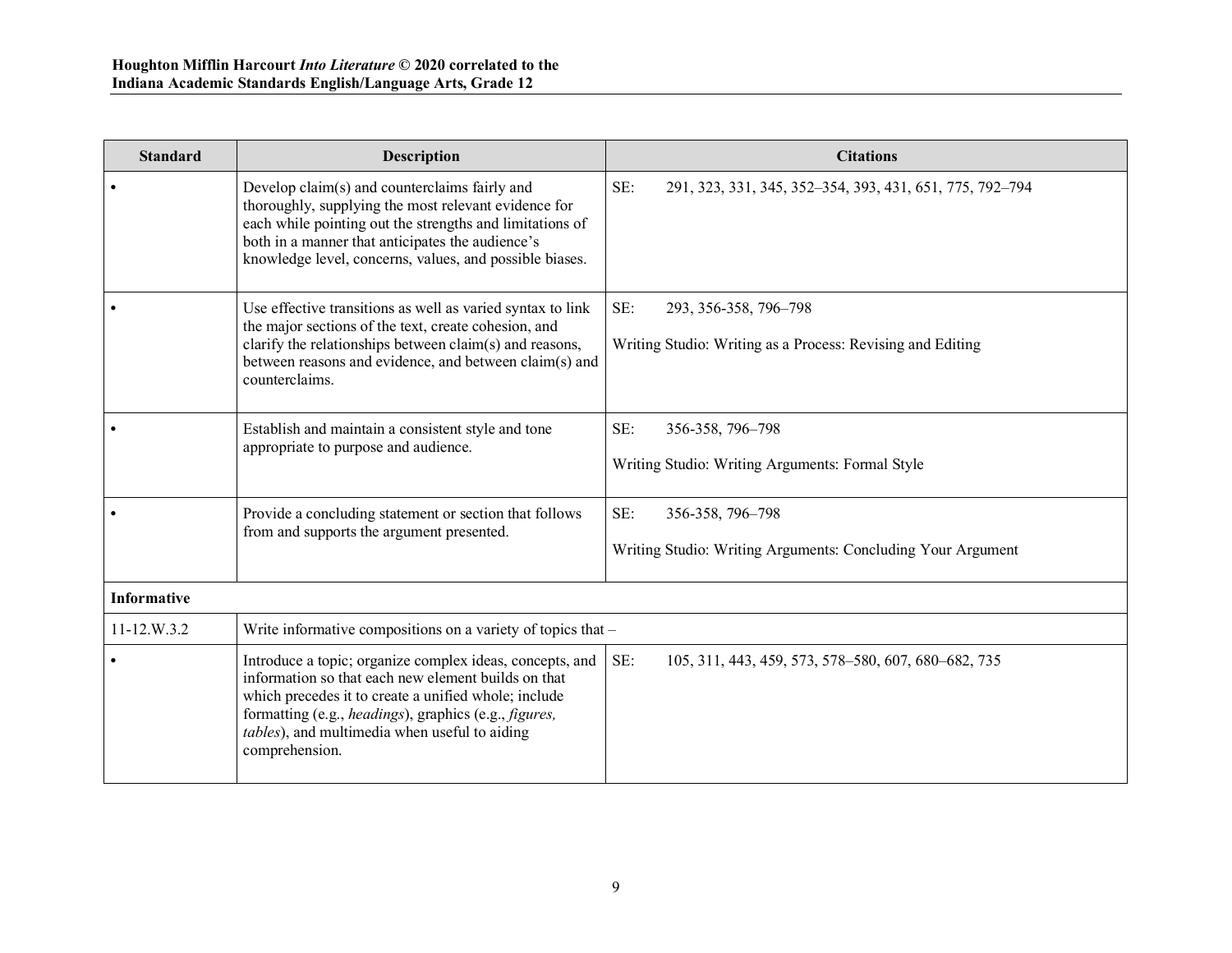| Standard | Description | Citations |
|---|---|---|
| • | Develop claim(s) and counterclaims fairly and thoroughly, supplying the most relevant evidence for each while pointing out the strengths and limitations of both in a manner that anticipates the audience's knowledge level, concerns, values, and possible biases. | SE: 291, 323, 331, 345, 352–354, 393, 431, 651, 775, 792–794 |
| • | Use effective transitions as well as varied syntax to link the major sections of the text, create cohesion, and clarify the relationships between claim(s) and reasons, between reasons and evidence, and between claim(s) and counterclaims. | SE: 293, 356-358, 796–798<br><br>Writing Studio: Writing as a Process: Revising and Editing |
| • | Establish and maintain a consistent style and tone appropriate to purpose and audience. | SE: 356-358, 796–798<br><br>Writing Studio: Writing Arguments: Formal Style |
| • | Provide a concluding statement or section that follows from and supports the argument presented. | SE: 356-358, 796–798<br><br>Writing Studio: Writing Arguments: Concluding Your Argument |
| **Informative** | | |
| 11-12.W.3.2 | Write informative compositions on a variety of topics that – | |
| • | Introduce a topic; organize complex ideas, concepts, and information so that each new element builds on that which precedes it to create a unified whole; include formatting (e.g., *headings*), graphics (e.g., *figures, tables*), and multimedia when useful to aiding comprehension. | SE: 105, 311, 443, 459, 573, 578–580, 607, 680–682, 735 |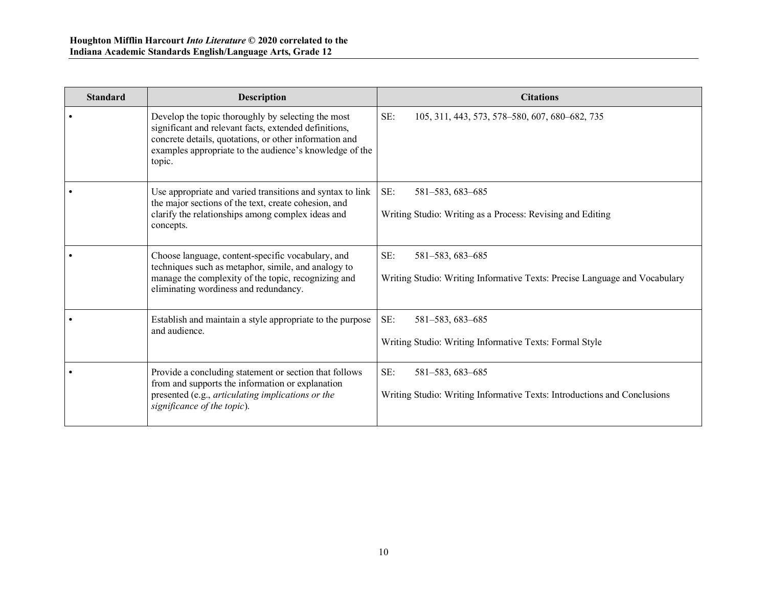| Standard | Description | Citations |
|---|---|---|
| • | Develop the topic thoroughly by selecting the most significant and relevant facts, extended definitions, concrete details, quotations, or other information and examples appropriate to the audience's knowledge of the topic. | SE: 105, 311, 443, 573, 578–580, 607, 680–682, 735 |
| • | Use appropriate and varied transitions and syntax to link the major sections of the text, create cohesion, and clarify the relationships among complex ideas and concepts. | SE: 581–583, 683–685<br><br>Writing Studio: Writing as a Process: Revising and Editing |
| • | Choose language, content-specific vocabulary, and techniques such as metaphor, simile, and analogy to manage the complexity of the topic, recognizing and eliminating wordiness and redundancy. | SE: 581–583, 683–685<br><br>Writing Studio: Writing Informative Texts: Precise Language and Vocabulary |
| • | Establish and maintain a style appropriate to the purpose and audience. | SE: 581–583, 683–685<br><br>Writing Studio: Writing Informative Texts: Formal Style |
| • | Provide a concluding statement or section that follows from and supports the information or explanation presented (e.g., *articulating implications or the significance of the topic*). | SE: 581–583, 683–685<br><br>Writing Studio: Writing Informative Texts: Introductions and Conclusions |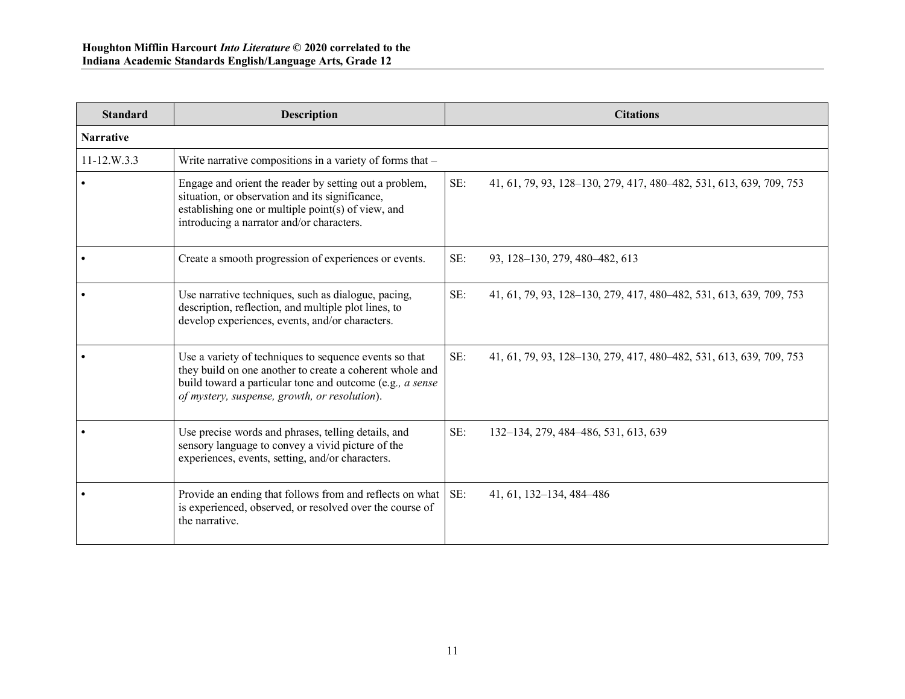| Standard | Description | Citations |
|---|---|---|
| **Narrative** | | |
| 11-12.W.3.3 | Write narrative compositions in a variety of forms that – | |
| • | Engage and orient the reader by setting out a problem, situation, or observation and its significance, establishing one or multiple point(s) of view, and introducing a narrator and/or characters. | SE: 41, 61, 79, 93, 128–130, 279, 417, 480–482, 531, 613, 639, 709, 753 |
| • | Create a smooth progression of experiences or events. | SE: 93, 128–130, 279, 480–482, 613 |
| • | Use narrative techniques, such as dialogue, pacing, description, reflection, and multiple plot lines, to develop experiences, events, and/or characters. | SE: 41, 61, 79, 93, 128–130, 279, 417, 480–482, 531, 613, 639, 709, 753 |
| • | Use a variety of techniques to sequence events so that they build on one another to create a coherent whole and build toward a particular tone and outcome (e.g*., a sense of mystery, suspense, growth, or resolution*). | SE: 41, 61, 79, 93, 128–130, 279, 417, 480–482, 531, 613, 639, 709, 753 |
| • | Use precise words and phrases, telling details, and sensory language to convey a vivid picture of the experiences, events, setting, and/or characters. | SE: 132–134, 279, 484–486, 531, 613, 639 |
| • | Provide an ending that follows from and reflects on what is experienced, observed, or resolved over the course of the narrative. | SE: 41, 61, 132–134, 484–486 |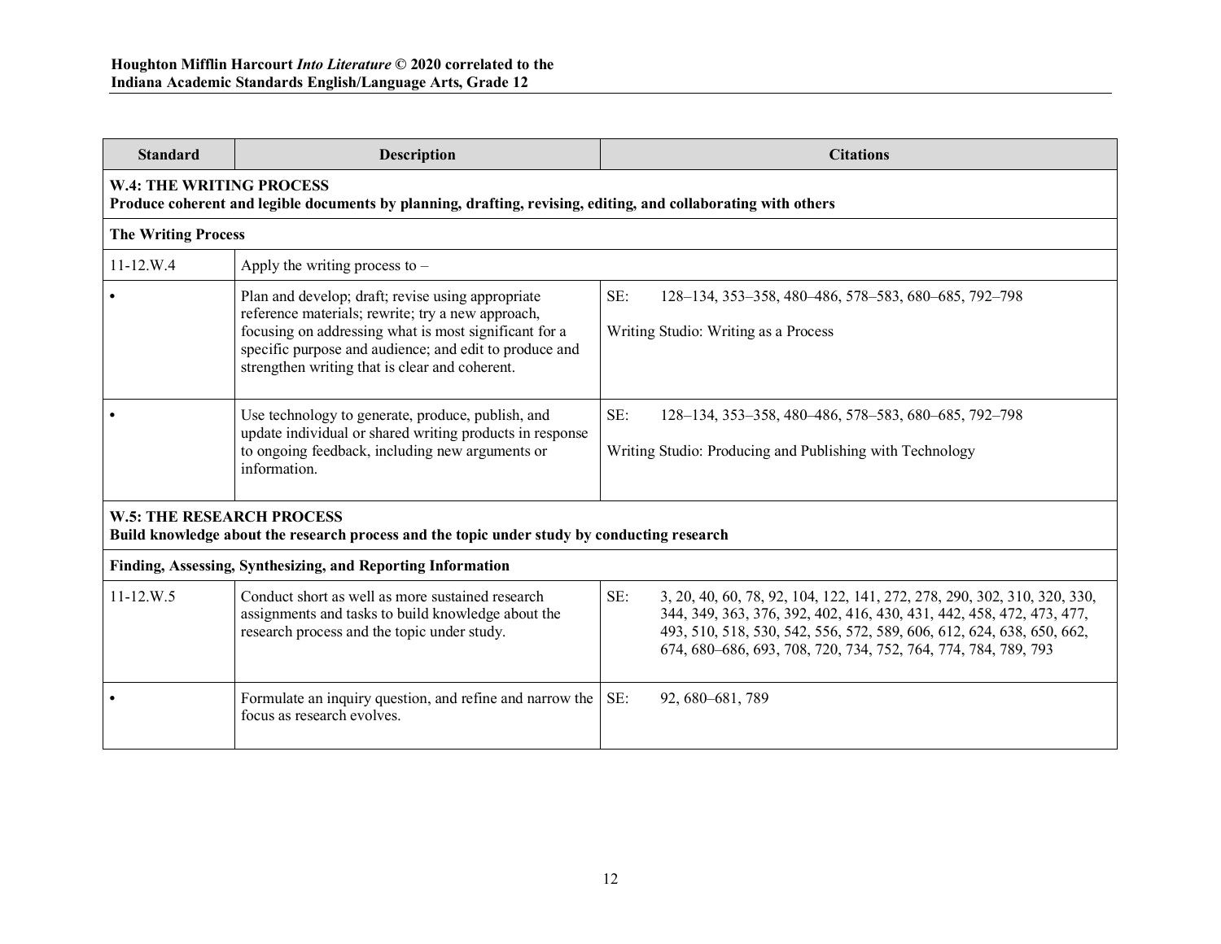| Standard | Description | Citations |
|---|---|---|
| **W.4: THE WRITING PROCESS** <br> **Produce coherent and legible documents by planning, drafting, revising, editing, and collaborating with others** | | |
| **The Writing Process** | | |
| 11-12.W.4 | Apply the writing process to – | |
| • | Plan and develop; draft; revise using appropriate reference materials; rewrite; try a new approach, focusing on addressing what is most significant for a specific purpose and audience; and edit to produce and strengthen writing that is clear and coherent. | SE: 128–134, 353–358, 480–486, 578–583, 680–685, 792–798 <br><br> Writing Studio: Writing as a Process |
| • | Use technology to generate, produce, publish, and update individual or shared writing products in response to ongoing feedback, including new arguments or information. | SE: 128–134, 353–358, 480–486, 578–583, 680–685, 792–798 <br><br> Writing Studio: Producing and Publishing with Technology |
| **W.5: THE RESEARCH PROCESS** <br> **Build knowledge about the research process and the topic under study by conducting research** | | |
| **Finding, Assessing, Synthesizing, and Reporting Information** | | |
| 11-12.W.5 | Conduct short as well as more sustained research assignments and tasks to build knowledge about the research process and the topic under study. | SE: 3, 20, 40, 60, 78, 92, 104, 122, 141, 272, 278, 290, 302, 310, 320, 330, 344, 349, 363, 376, 392, 402, 416, 430, 431, 442, 458, 472, 473, 477, 493, 510, 518, 530, 542, 556, 572, 589, 606, 612, 624, 638, 650, 662, 674, 680–686, 693, 708, 720, 734, 752, 764, 774, 784, 789, 793 |
| • | Formulate an inquiry question, and refine and narrow the focus as research evolves. | SE: 92, 680–681, 789 |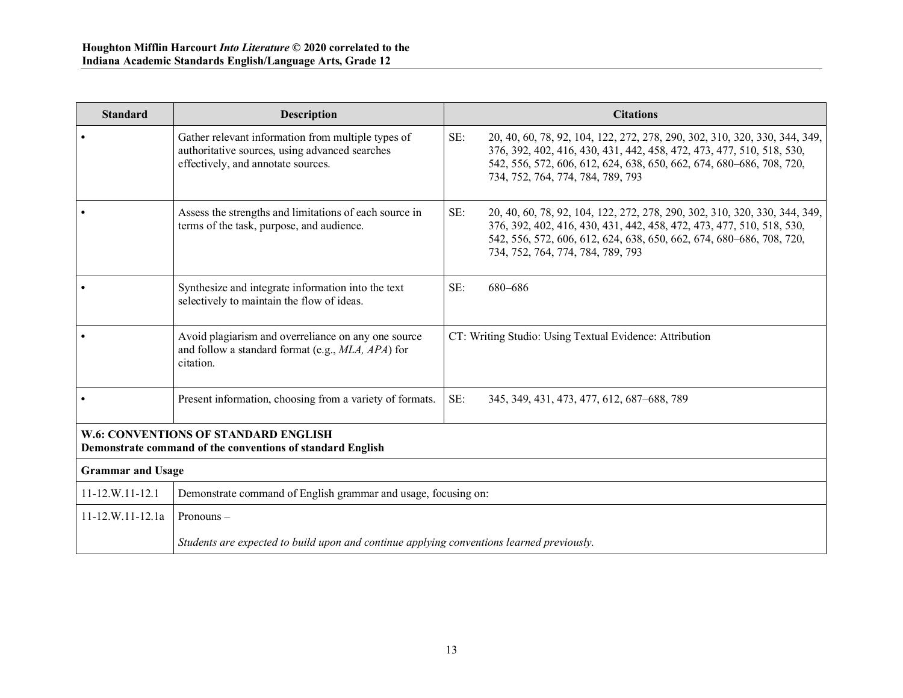| Standard | Description | Citations |
|---|---|---|
| • | Gather relevant information from multiple types of authoritative sources, using advanced searches effectively, and annotate sources. | SE: 20, 40, 60, 78, 92, 104, 122, 272, 278, 290, 302, 310, 320, 330, 344, 349, 376, 392, 402, 416, 430, 431, 442, 458, 472, 473, 477, 510, 518, 530, 542, 556, 572, 606, 612, 624, 638, 650, 662, 674, 680–686, 708, 720, 734, 752, 764, 774, 784, 789, 793 |
| • | Assess the strengths and limitations of each source in terms of the task, purpose, and audience. | SE: 20, 40, 60, 78, 92, 104, 122, 272, 278, 290, 302, 310, 320, 330, 344, 349, 376, 392, 402, 416, 430, 431, 442, 458, 472, 473, 477, 510, 518, 530, 542, 556, 572, 606, 612, 624, 638, 650, 662, 674, 680–686, 708, 720, 734, 752, 764, 774, 784, 789, 793 |
| • | Synthesize and integrate information into the text selectively to maintain the flow of ideas. | SE: 680–686 |
| • | Avoid plagiarism and overreliance on any one source and follow a standard format (e.g., *MLA, APA*) for citation. | CT: Writing Studio: Using Textual Evidence: Attribution |
| • | Present information, choosing from a variety of formats. | SE: 345, 349, 431, 473, 477, 612, 687–688, 789 |
| **W.6: CONVENTIONS OF STANDARD ENGLISH**<br>**Demonstrate command of the conventions of standard English** | | |
| **Grammar and Usage** | | |
| 11-12.W.11-12.1 | Demonstrate command of English grammar and usage, focusing on: | |
| 11-12.W.11-12.1a | Pronouns –<br><br>*Students are expected to build upon and continue applying conventions learned previously.* | |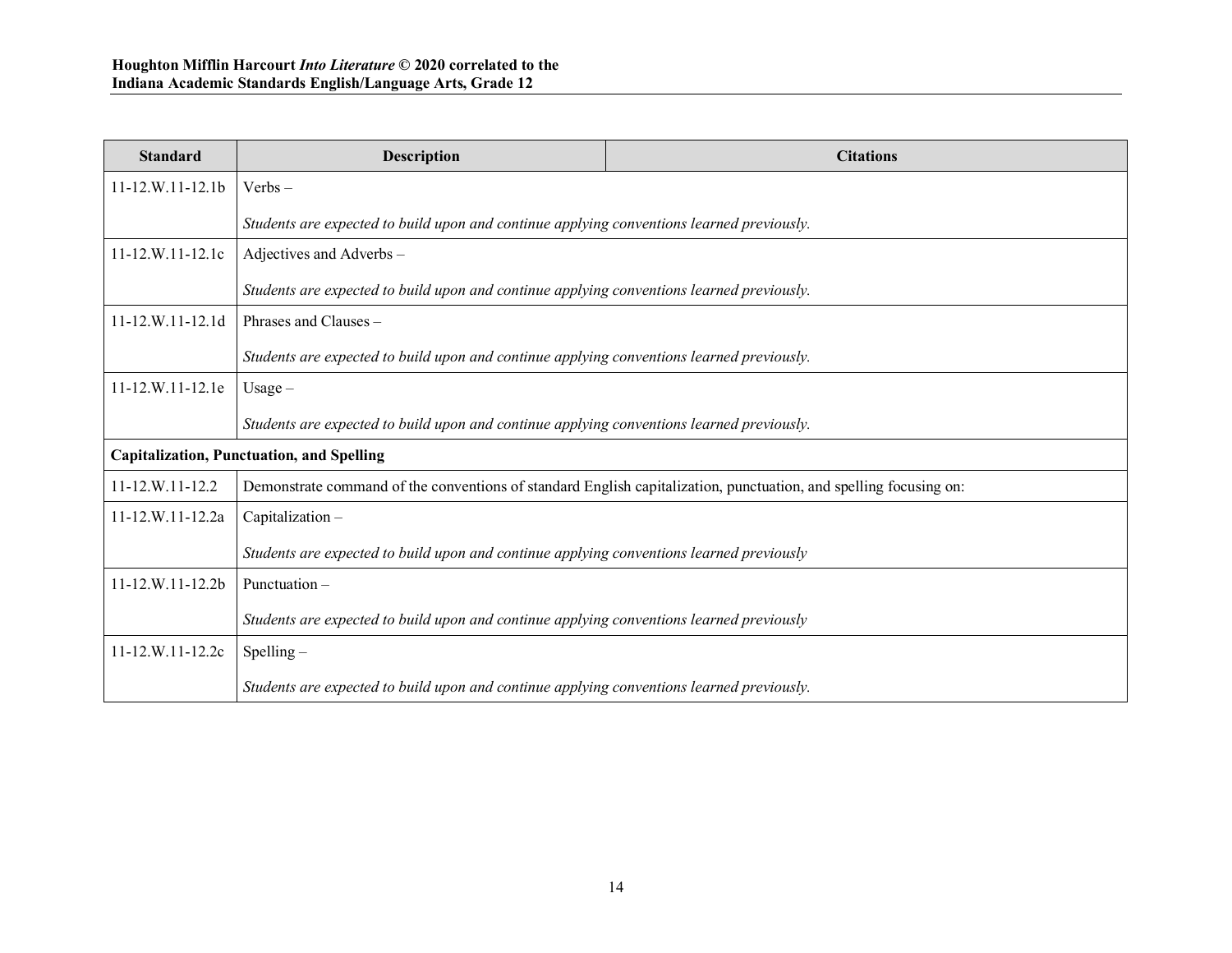| Standard | Description | Citations |
| --- | --- | --- |
| 11-12.W.11-12.1b | Verbs – *Students are expected to build upon and continue applying conventions learned previously.* | |
| 11-12.W.11-12.1c | Adjectives and Adverbs – *Students are expected to build upon and continue applying conventions learned previously.* | |
| 11-12.W.11-12.1d | Phrases and Clauses – *Students are expected to build upon and continue applying conventions learned previously.* | |
| 11-12.W.11-12.1e | Usage – *Students are expected to build upon and continue applying conventions learned previously.* | |
| **Capitalization, Punctuation, and Spelling** | | |
| 11-12.W.11-12.2 | Demonstrate command of the conventions of standard English capitalization, punctuation, and spelling focusing on: | |
| 11-12.W.11-12.2a | Capitalization – *Students are expected to build upon and continue applying conventions learned previously* | |
| 11-12.W.11-12.2b | Punctuation – *Students are expected to build upon and continue applying conventions learned previously* | |
| 11-12.W.11-12.2c | Spelling – *Students are expected to build upon and continue applying conventions learned previously.* | |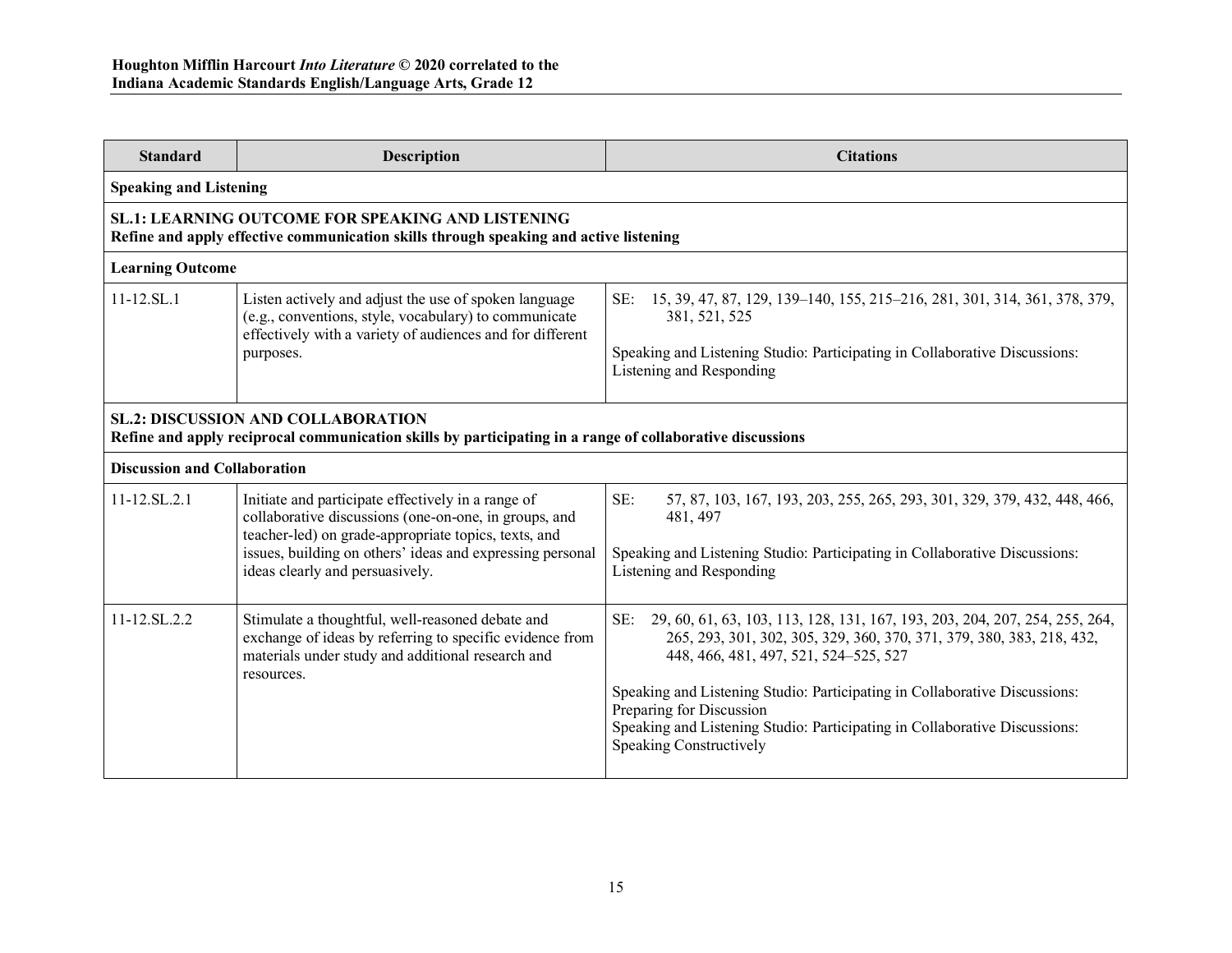| Standard | Description | Citations |
|---|---|---|
| **Speaking and Listening** | | |
| **SL.1: LEARNING OUTCOME FOR SPEAKING AND LISTENING**<br>**Refine and apply effective communication skills through speaking and active listening** | | |
| **Learning Outcome** | | |
| 11-12.SL.1 | Listen actively and adjust the use of spoken language (e.g., conventions, style, vocabulary) to communicate effectively with a variety of audiences and for different purposes. | SE: 15, 39, 47, 87, 129, 139–140, 155, 215–216, 281, 301, 314, 361, 378, 379, 381, 521, 525<br><br>Speaking and Listening Studio: Participating in Collaborative Discussions: Listening and Responding |
| **SL.2: DISCUSSION AND COLLABORATION**<br>**Refine and apply reciprocal communication skills by participating in a range of collaborative discussions** | | |
| **Discussion and Collaboration** | | |
| 11-12.SL.2.1 | Initiate and participate effectively in a range of collaborative discussions (one-on-one, in groups, and teacher-led) on grade-appropriate topics, texts, and issues, building on others' ideas and expressing personal ideas clearly and persuasively. | SE: 57, 87, 103, 167, 193, 203, 255, 265, 293, 301, 329, 379, 432, 448, 466, 481, 497<br><br>Speaking and Listening Studio: Participating in Collaborative Discussions: Listening and Responding |
| 11-12.SL.2.2 | Stimulate a thoughtful, well-reasoned debate and exchange of ideas by referring to specific evidence from materials under study and additional research and resources. | SE: 29, 60, 61, 63, 103, 113, 128, 131, 167, 193, 203, 204, 207, 254, 255, 264, 265, 293, 301, 302, 305, 329, 360, 370, 371, 379, 380, 383, 218, 432, 448, 466, 481, 497, 521, 524–525, 527<br><br>Speaking and Listening Studio: Participating in Collaborative Discussions: Preparing for Discussion<br>Speaking and Listening Studio: Participating in Collaborative Discussions: Speaking Constructively |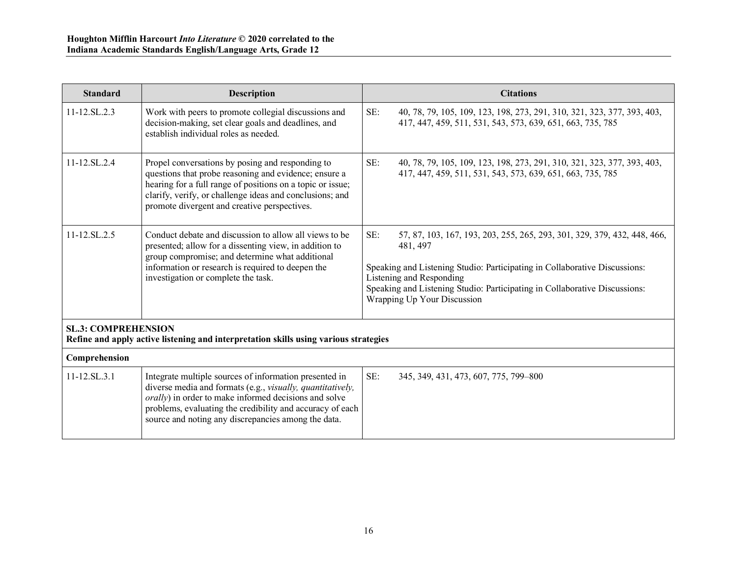| Standard | Description | Citations |
|---|---|---|
| 11-12.SL.2.3 | Work with peers to promote collegial discussions and decision-making, set clear goals and deadlines, and establish individual roles as needed. | SE: 40, 78, 79, 105, 109, 123, 198, 273, 291, 310, 321, 323, 377, 393, 403, 417, 447, 459, 511, 531, 543, 573, 639, 651, 663, 735, 785 |
| 11-12.SL.2.4 | Propel conversations by posing and responding to questions that probe reasoning and evidence; ensure a hearing for a full range of positions on a topic or issue; clarify, verify, or challenge ideas and conclusions; and promote divergent and creative perspectives. | SE: 40, 78, 79, 105, 109, 123, 198, 273, 291, 310, 321, 323, 377, 393, 403, 417, 447, 459, 511, 531, 543, 573, 639, 651, 663, 735, 785 |
| 11-12.SL.2.5 | Conduct debate and discussion to allow all views to be presented; allow for a dissenting view, in addition to group compromise; and determine what additional information or research is required to deepen the investigation or complete the task. | SE: 57, 87, 103, 167, 193, 203, 255, 265, 293, 301, 329, 379, 432, 448, 466, 481, 497<br><br>Speaking and Listening Studio: Participating in Collaborative Discussions: Listening and Responding<br>Speaking and Listening Studio: Participating in Collaborative Discussions: Wrapping Up Your Discussion |
| **SL.3: COMPREHENSION**<br>**Refine and apply active listening and interpretation skills using various strategies** | | |
| **Comprehension** | | |
| 11-12.SL.3.1 | Integrate multiple sources of information presented in diverse media and formats (e.g., *visually, quantitatively, orally*) in order to make informed decisions and solve problems, evaluating the credibility and accuracy of each source and noting any discrepancies among the data. | SE: 345, 349, 431, 473, 607, 775, 799–800 |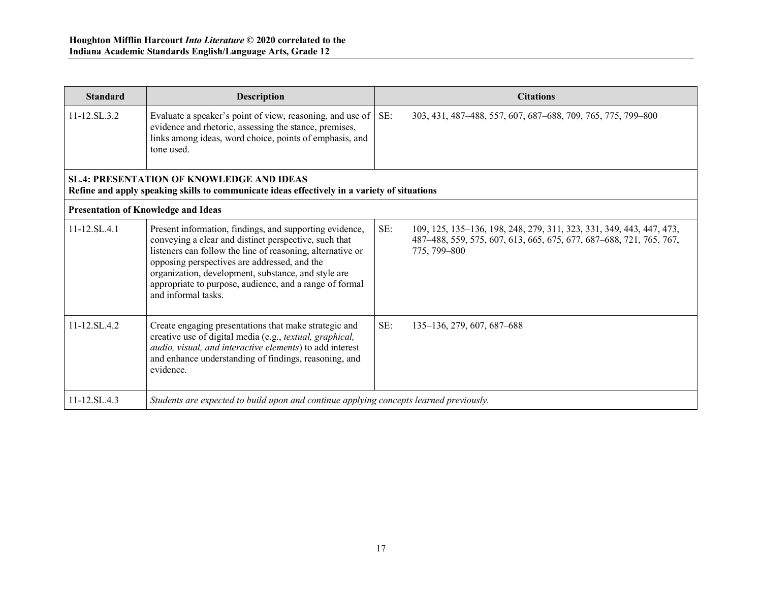| Standard | Description | Citations |
|---|---|---|
| 11-12.SL.3.2 | Evaluate a speaker's point of view, reasoning, and use of evidence and rhetoric, assessing the stance, premises, links among ideas, word choice, points of emphasis, and tone used. | SE: 303, 431, 487–488, 557, 607, 687–688, 709, 765, 775, 799–800 |
| **SL.4: PRESENTATION OF KNOWLEDGE AND IDEAS** **Refine and apply speaking skills to communicate ideas effectively in a variety of situations** | | |
| **Presentation of Knowledge and Ideas** | | |
| 11-12.SL.4.1 | Present information, findings, and supporting evidence, conveying a clear and distinct perspective, such that listeners can follow the line of reasoning, alternative or opposing perspectives are addressed, and the organization, development, substance, and style are appropriate to purpose, audience, and a range of formal and informal tasks. | SE: 109, 125, 135–136, 198, 248, 279, 311, 323, 331, 349, 443, 447, 473, 487–488, 559, 575, 607, 613, 665, 675, 677, 687–688, 721, 765, 767, 775, 799–800 |
| 11-12.SL.4.2 | Create engaging presentations that make strategic and creative use of digital media (e.g., *textual, graphical, audio, visual, and interactive elements*) to add interest and enhance understanding of findings, reasoning, and evidence. | SE: 135–136, 279, 607, 687–688 |
| 11-12.SL.4.3 | *Students are expected to build upon and continue applying concepts learned previously.* | |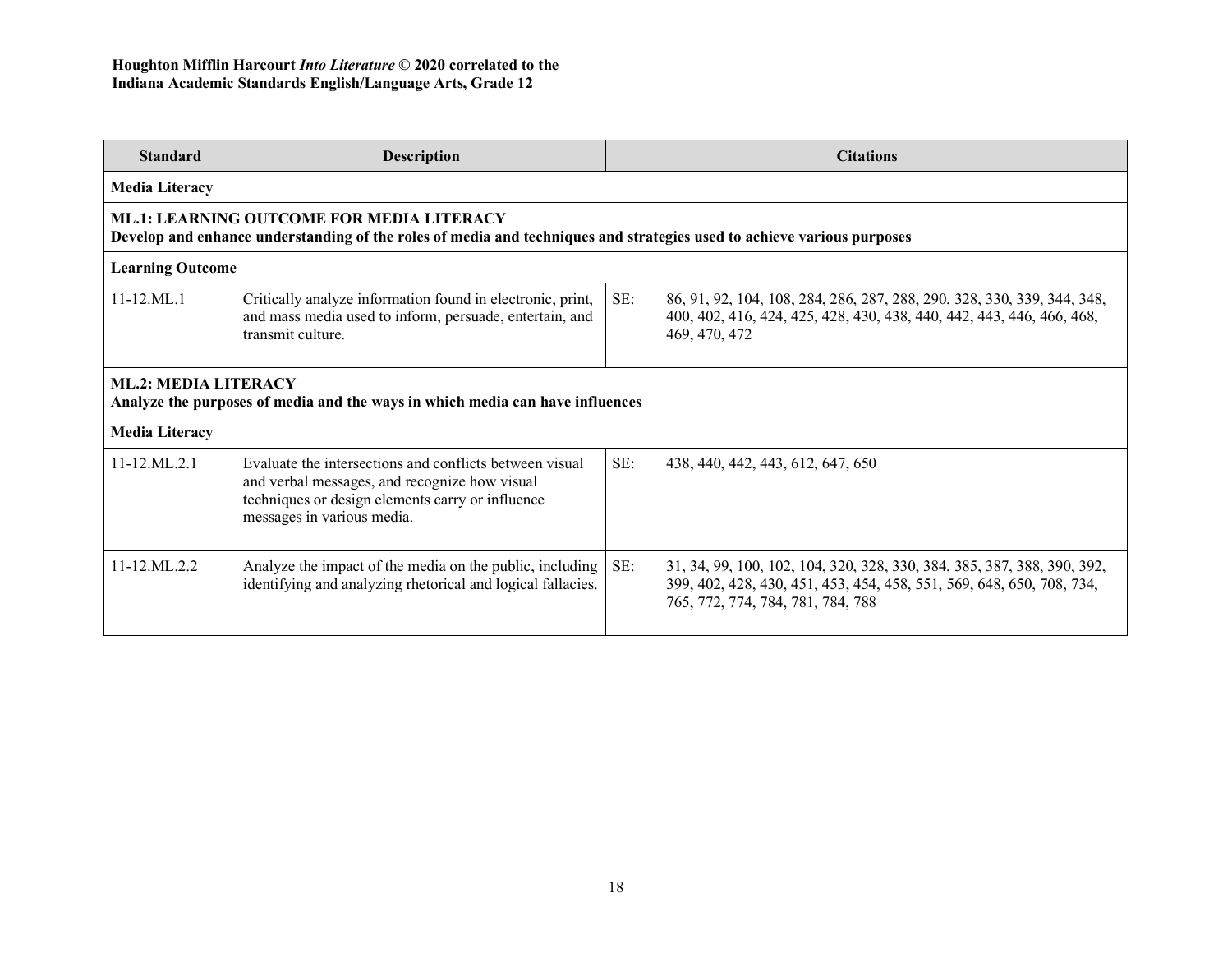| Standard | Description | Citations |
|---|---|---|
| **Media Literacy** | | |
| **ML.1: LEARNING OUTCOME FOR MEDIA LITERACY** **Develop and enhance understanding of the roles of media and techniques and strategies used to achieve various purposes** | | |
| **Learning Outcome** | | |
| 11-12.ML.1 | Critically analyze information found in electronic, print, and mass media used to inform, persuade, entertain, and transmit culture. | SE: 86, 91, 92, 104, 108, 284, 286, 287, 288, 290, 328, 330, 339, 344, 348, 400, 402, 416, 424, 425, 428, 430, 438, 440, 442, 443, 446, 466, 468, 469, 470, 472 |
| **ML.2: MEDIA LITERACY** **Analyze the purposes of media and the ways in which media can have influences** | | |
| **Media Literacy** | | |
| 11-12.ML.2.1 | Evaluate the intersections and conflicts between visual and verbal messages, and recognize how visual techniques or design elements carry or influence messages in various media. | SE: 438, 440, 442, 443, 612, 647, 650 |
| 11-12.ML.2.2 | Analyze the impact of the media on the public, including identifying and analyzing rhetorical and logical fallacies. | SE: 31, 34, 99, 100, 102, 104, 320, 328, 330, 384, 385, 387, 388, 390, 392, 399, 402, 428, 430, 451, 453, 454, 458, 551, 569, 648, 650, 708, 734, 765, 772, 774, 784, 781, 784, 788 |